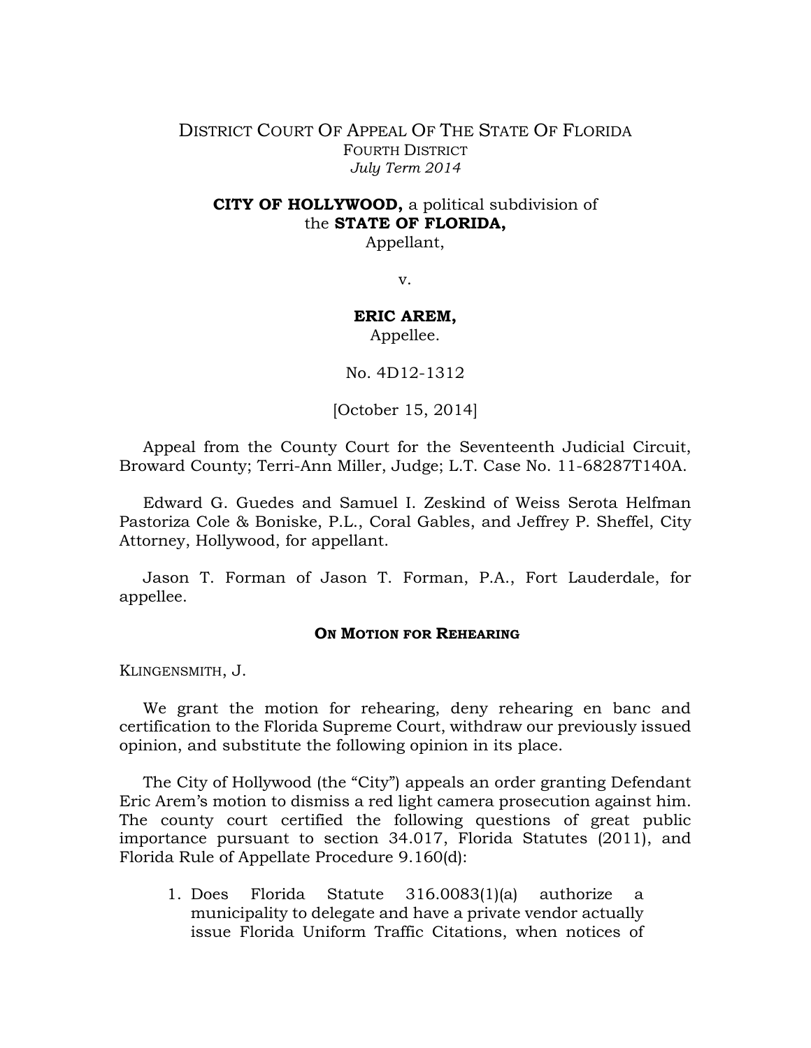DISTRICT COURT OF APPEAL OF THE STATE OF FLORIDA
FOURTH DISTRICT
*July Term 2014*

**CITY OF HOLLYWOOD,** a political subdivision of the **STATE OF FLORIDA,**
Appellant,

v.

**ERIC AREM,**
Appellee.

No. 4D12-1312

[October 15, 2014]

Appeal from the County Court for the Seventeenth Judicial Circuit, Broward County; Terri-Ann Miller, Judge; L.T. Case No. 11-68287T140A.

Edward G. Guedes and Samuel I. Zeskind of Weiss Serota Helfman Pastoriza Cole & Boniske, P.L., Coral Gables, and Jeffrey P. Sheffel, City Attorney, Hollywood, for appellant.

Jason T. Forman of Jason T. Forman, P.A., Fort Lauderdale, for appellee.

**ON MOTION FOR REHEARING**

KLINGENSMITH, J.

We grant the motion for rehearing, deny rehearing en banc and certification to the Florida Supreme Court, withdraw our previously issued opinion, and substitute the following opinion in its place.

The City of Hollywood (the "City") appeals an order granting Defendant Eric Arem's motion to dismiss a red light camera prosecution against him. The county court certified the following questions of great public importance pursuant to section 34.017, Florida Statutes (2011), and Florida Rule of Appellate Procedure 9.160(d):

1. Does Florida Statute 316.0083(1)(a) authorize a municipality to delegate and have a private vendor actually issue Florida Uniform Traffic Citations, when notices of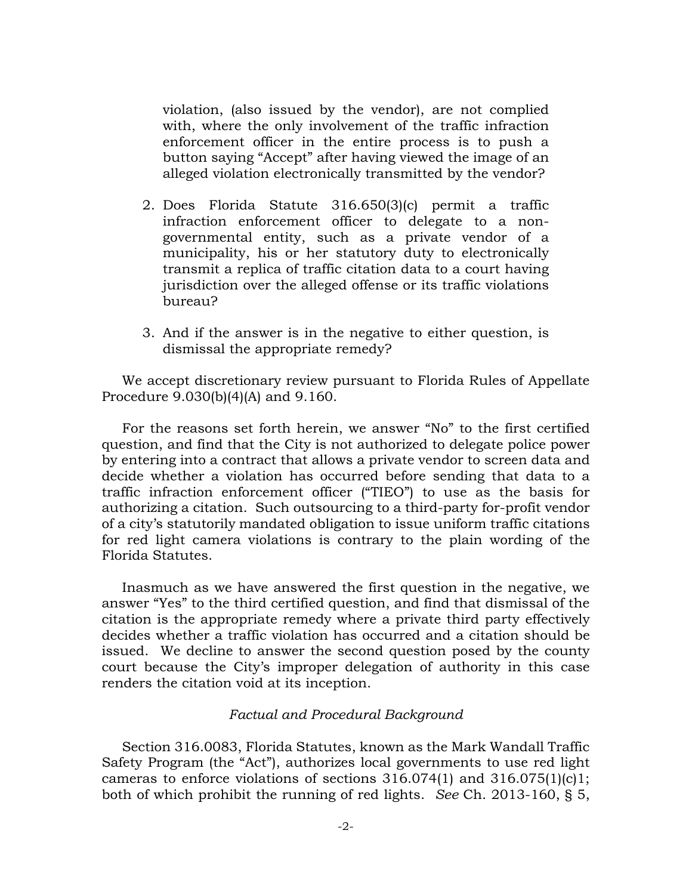violation, (also issued by the vendor), are not complied with, where the only involvement of the traffic infraction enforcement officer in the entire process is to push a button saying "Accept" after having viewed the image of an alleged violation electronically transmitted by the vendor?

2. Does Florida Statute 316.650(3)(c) permit a traffic infraction enforcement officer to delegate to a non-governmental entity, such as a private vendor of a municipality, his or her statutory duty to electronically transmit a replica of traffic citation data to a court having jurisdiction over the alleged offense or its traffic violations bureau?

3. And if the answer is in the negative to either question, is dismissal the appropriate remedy?

We accept discretionary review pursuant to Florida Rules of Appellate Procedure 9.030(b)(4)(A) and 9.160.

For the reasons set forth herein, we answer "No" to the first certified question, and find that the City is not authorized to delegate police power by entering into a contract that allows a private vendor to screen data and decide whether a violation has occurred before sending that data to a traffic infraction enforcement officer ("TIEO") to use as the basis for authorizing a citation. Such outsourcing to a third-party for-profit vendor of a city's statutorily mandated obligation to issue uniform traffic citations for red light camera violations is contrary to the plain wording of the Florida Statutes.

Inasmuch as we have answered the first question in the negative, we answer "Yes" to the third certified question, and find that dismissal of the citation is the appropriate remedy where a private third party effectively decides whether a traffic violation has occurred and a citation should be issued. We decline to answer the second question posed by the county court because the City's improper delegation of authority in this case renders the citation void at its inception.

*Factual and Procedural Background*

Section 316.0083, Florida Statutes, known as the Mark Wandall Traffic Safety Program (the "Act"), authorizes local governments to use red light cameras to enforce violations of sections 316.074(1) and 316.075(1)(c)1; both of which prohibit the running of red lights. *See* Ch. 2013-160, § 5,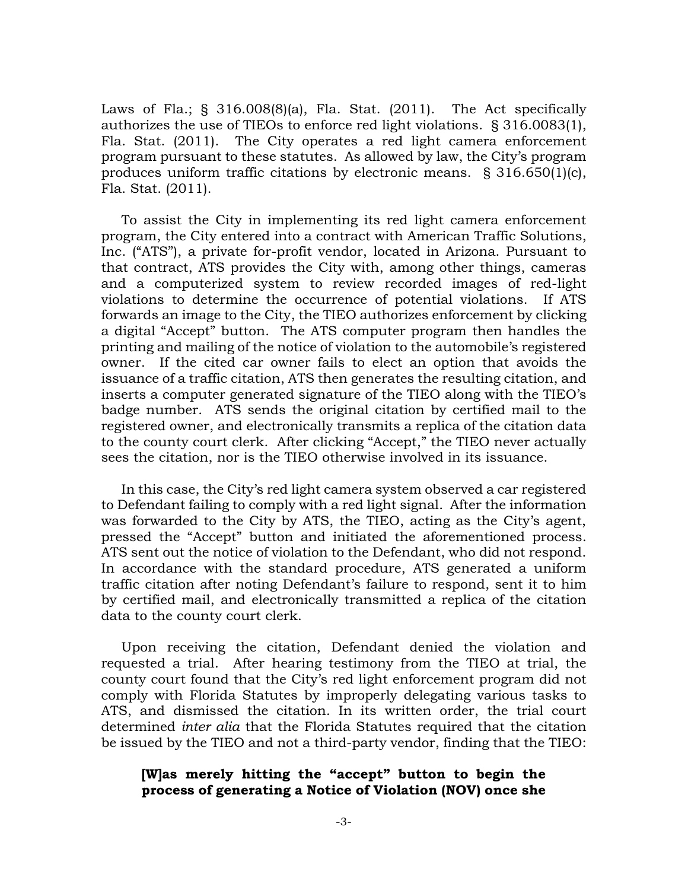Laws of Fla.; § 316.008(8)(a), Fla. Stat. (2011). The Act specifically authorizes the use of TIEOs to enforce red light violations. § 316.0083(1), Fla. Stat. (2011). The City operates a red light camera enforcement program pursuant to these statutes. As allowed by law, the City's program produces uniform traffic citations by electronic means. § 316.650(1)(c), Fla. Stat. (2011).

To assist the City in implementing its red light camera enforcement program, the City entered into a contract with American Traffic Solutions, Inc. ("ATS"), a private for-profit vendor, located in Arizona. Pursuant to that contract, ATS provides the City with, among other things, cameras and a computerized system to review recorded images of red-light violations to determine the occurrence of potential violations. If ATS forwards an image to the City, the TIEO authorizes enforcement by clicking a digital "Accept" button. The ATS computer program then handles the printing and mailing of the notice of violation to the automobile's registered owner. If the cited car owner fails to elect an option that avoids the issuance of a traffic citation, ATS then generates the resulting citation, and inserts a computer generated signature of the TIEO along with the TIEO's badge number. ATS sends the original citation by certified mail to the registered owner, and electronically transmits a replica of the citation data to the county court clerk. After clicking "Accept," the TIEO never actually sees the citation, nor is the TIEO otherwise involved in its issuance.

In this case, the City's red light camera system observed a car registered to Defendant failing to comply with a red light signal. After the information was forwarded to the City by ATS, the TIEO, acting as the City's agent, pressed the "Accept" button and initiated the aforementioned process. ATS sent out the notice of violation to the Defendant, who did not respond. In accordance with the standard procedure, ATS generated a uniform traffic citation after noting Defendant's failure to respond, sent it to him by certified mail, and electronically transmitted a replica of the citation data to the county court clerk.

Upon receiving the citation, Defendant denied the violation and requested a trial. After hearing testimony from the TIEO at trial, the county court found that the City's red light enforcement program did not comply with Florida Statutes by improperly delegating various tasks to ATS, and dismissed the citation. In its written order, the trial court determined *inter alia* that the Florida Statutes required that the citation be issued by the TIEO and not a third-party vendor, finding that the TIEO:

> **[W]as merely hitting the "accept" button to begin the process of generating a Notice of Violation (NOV) once she**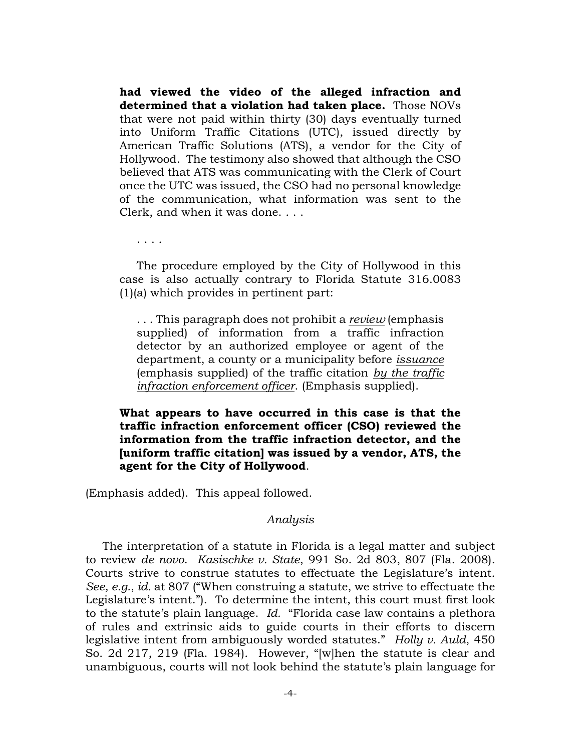> **had viewed the video of the alleged infraction and determined that a violation had taken place.** Those NOVs that were not paid within thirty (30) days eventually turned into Uniform Traffic Citations (UTC), issued directly by American Traffic Solutions (ATS), a vendor for the City of Hollywood. The testimony also showed that although the CSO believed that ATS was communicating with the Clerk of Court once the UTC was issued, the CSO had no personal knowledge of the communication, what information was sent to the Clerk, and when it was done. . . .
>
> . . . .
>
> The procedure employed by the City of Hollywood in this case is also actually contrary to Florida Statute 316.0083 (1)(a) which provides in pertinent part:
>
> > . . . This paragraph does not prohibit a *review* (emphasis supplied) of information from a traffic infraction detector by an authorized employee or agent of the department, a county or a municipality before *issuance* (emphasis supplied) of the traffic citation *by the traffic infraction enforcement officer*. (Emphasis supplied).
>
> **What appears to have occurred in this case is that the traffic infraction enforcement officer (CSO) reviewed the information from the traffic infraction detector, and the [uniform traffic citation] was issued by a vendor, ATS, the agent for the City of Hollywood**.

(Emphasis added). This appeal followed.

*Analysis*

The interpretation of a statute in Florida is a legal matter and subject to review *de novo*. *Kasischke v. State*, 991 So. 2d 803, 807 (Fla. 2008). Courts strive to construe statutes to effectuate the Legislature's intent. *See, e.g.*, *id.* at 807 ("When construing a statute, we strive to effectuate the Legislature's intent."). To determine the intent, this court must first look to the statute's plain language. *Id.* "Florida case law contains a plethora of rules and extrinsic aids to guide courts in their efforts to discern legislative intent from ambiguously worded statutes." *Holly v. Auld*, 450 So. 2d 217, 219 (Fla. 1984). However, "[w]hen the statute is clear and unambiguous, courts will not look behind the statute's plain language for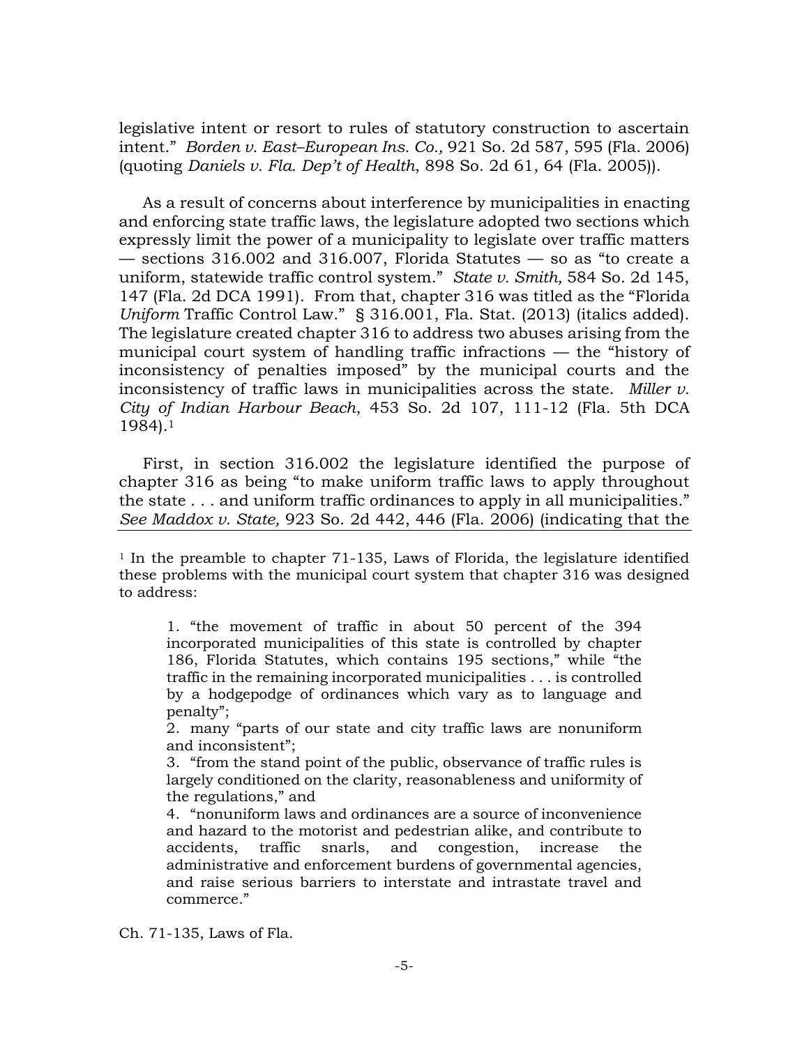legislative intent or resort to rules of statutory construction to ascertain intent." *Borden v. East–European Ins. Co.,* 921 So. 2d 587, 595 (Fla. 2006) (quoting *Daniels v. Fla. Dep't of Health*, 898 So. 2d 61, 64 (Fla. 2005)).

As a result of concerns about interference by municipalities in enacting and enforcing state traffic laws, the legislature adopted two sections which expressly limit the power of a municipality to legislate over traffic matters — sections 316.002 and 316.007, Florida Statutes — so as "to create a uniform, statewide traffic control system." *State v. Smith,* 584 So. 2d 145, 147 (Fla. 2d DCA 1991). From that, chapter 316 was titled as the "Florida *Uniform* Traffic Control Law." § 316.001, Fla. Stat. (2013) (italics added). The legislature created chapter 316 to address two abuses arising from the municipal court system of handling traffic infractions — the "history of inconsistency of penalties imposed" by the municipal courts and the inconsistency of traffic laws in municipalities across the state. *Miller v. City of Indian Harbour Beach*, 453 So. 2d 107, 111-12 (Fla. 5th DCA 1984).[1]

First, in section 316.002 the legislature identified the purpose of chapter 316 as being "to make uniform traffic laws to apply throughout the state . . . and uniform traffic ordinances to apply in all municipalities." *See Maddox v. State,* 923 So. 2d 442, 446 (Fla. 2006) (indicating that the

---

[1] In the preamble to chapter 71-135, Laws of Florida, the legislature identified these problems with the municipal court system that chapter 316 was designed to address:

> 1. "the movement of traffic in about 50 percent of the 394 incorporated municipalities of this state is controlled by chapter 186, Florida Statutes, which contains 195 sections," while "the traffic in the remaining incorporated municipalities . . . is controlled by a hodgepodge of ordinances which vary as to language and penalty";
> 2. many "parts of our state and city traffic laws are nonuniform and inconsistent";
> 3. "from the stand point of the public, observance of traffic rules is largely conditioned on the clarity, reasonableness and uniformity of the regulations," and
> 4. "nonuniform laws and ordinances are a source of inconvenience and hazard to the motorist and pedestrian alike, and contribute to accidents, traffic snarls, and congestion, increase the administrative and enforcement burdens of governmental agencies, and raise serious barriers to interstate and intrastate travel and commerce."

Ch. 71-135, Laws of Fla.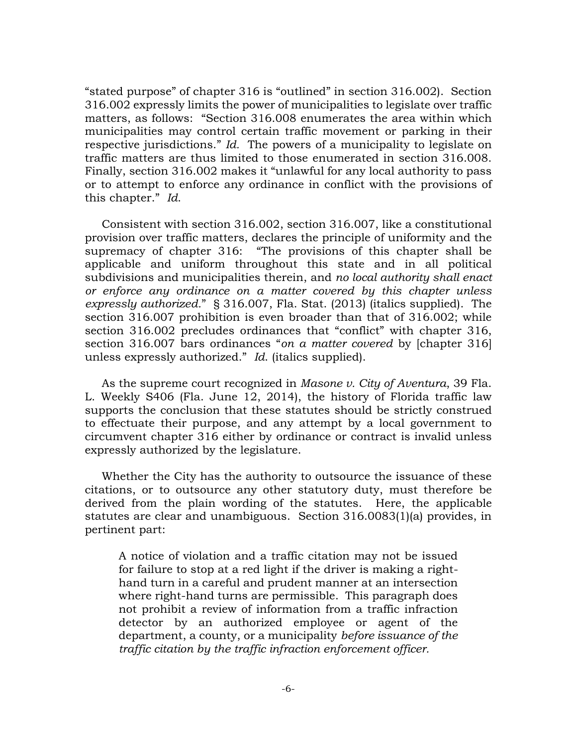"stated purpose" of chapter 316 is "outlined" in section 316.002). Section 316.002 expressly limits the power of municipalities to legislate over traffic matters, as follows: "Section 316.008 enumerates the area within which municipalities may control certain traffic movement or parking in their respective jurisdictions." *Id.* The powers of a municipality to legislate on traffic matters are thus limited to those enumerated in section 316.008. Finally, section 316.002 makes it "unlawful for any local authority to pass or to attempt to enforce any ordinance in conflict with the provisions of this chapter." *Id.*

Consistent with section 316.002, section 316.007, like a constitutional provision over traffic matters, declares the principle of uniformity and the supremacy of chapter 316: "The provisions of this chapter shall be applicable and uniform throughout this state and in all political subdivisions and municipalities therein, and *no local authority shall enact or enforce any ordinance on a matter covered by this chapter unless expressly authorized.*" § 316.007, Fla. Stat. (2013) (italics supplied). The section 316.007 prohibition is even broader than that of 316.002; while section 316.002 precludes ordinances that "conflict" with chapter 316, section 316.007 bars ordinances "*on a matter covered* by [chapter 316] unless expressly authorized." *Id.* (italics supplied).

As the supreme court recognized in *Masone v. City of Aventura*, 39 Fla. L. Weekly S406 (Fla. June 12, 2014), the history of Florida traffic law supports the conclusion that these statutes should be strictly construed to effectuate their purpose, and any attempt by a local government to circumvent chapter 316 either by ordinance or contract is invalid unless expressly authorized by the legislature.

Whether the City has the authority to outsource the issuance of these citations, or to outsource any other statutory duty, must therefore be derived from the plain wording of the statutes. Here, the applicable statutes are clear and unambiguous. Section 316.0083(1)(a) provides, in pertinent part:

> A notice of violation and a traffic citation may not be issued for failure to stop at a red light if the driver is making a right-hand turn in a careful and prudent manner at an intersection where right-hand turns are permissible. This paragraph does not prohibit a review of information from a traffic infraction detector by an authorized employee or agent of the department, a county, or a municipality *before issuance of the traffic citation by the traffic infraction enforcement officer.*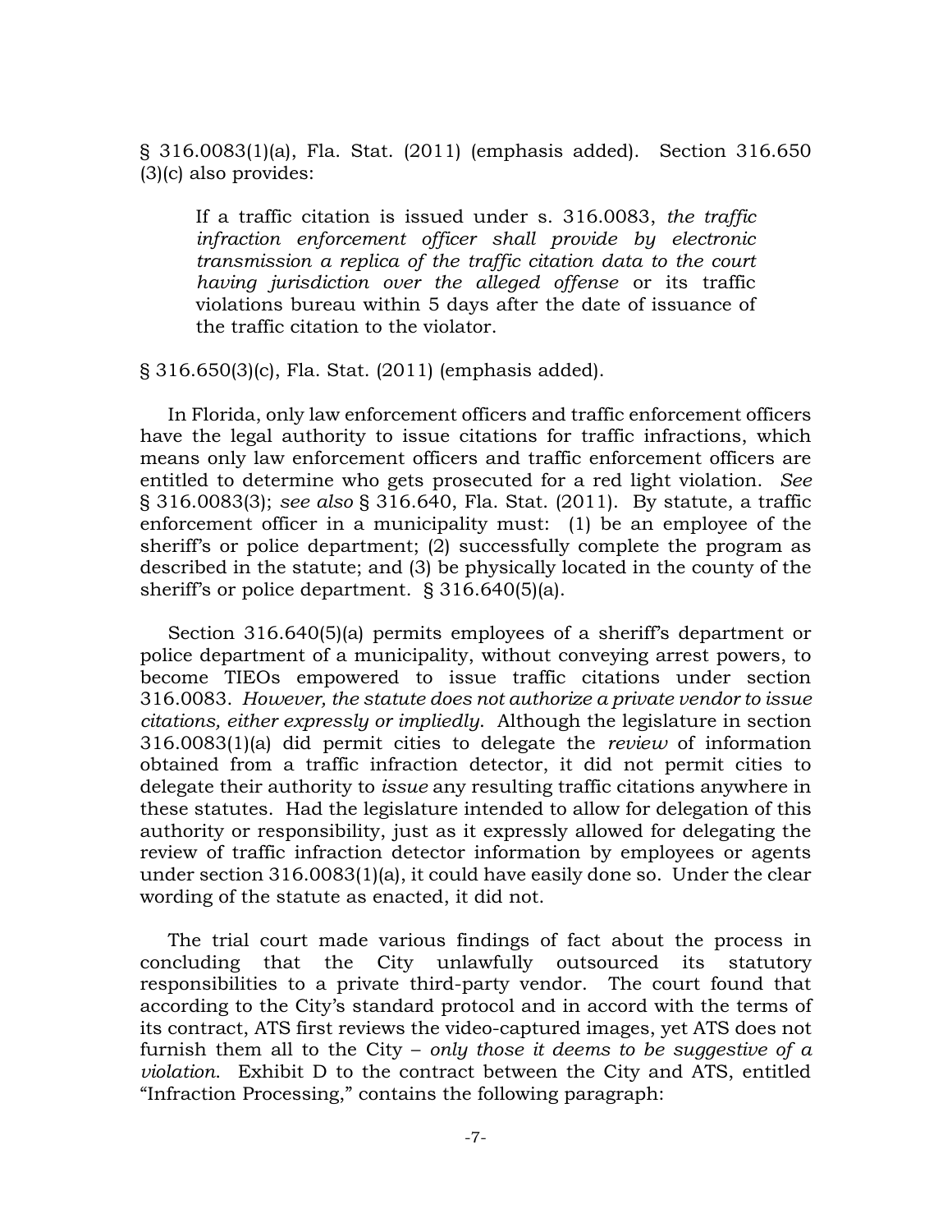§ 316.0083(1)(a), Fla. Stat. (2011) (emphasis added). Section 316.650 (3)(c) also provides:

> If a traffic citation is issued under s. 316.0083, *the traffic infraction enforcement officer shall provide by electronic transmission a replica of the traffic citation data to the court having jurisdiction over the alleged offense* or its traffic violations bureau within 5 days after the date of issuance of the traffic citation to the violator.

§ 316.650(3)(c), Fla. Stat. (2011) (emphasis added).

In Florida, only law enforcement officers and traffic enforcement officers have the legal authority to issue citations for traffic infractions, which means only law enforcement officers and traffic enforcement officers are entitled to determine who gets prosecuted for a red light violation. *See* § 316.0083(3); *see also* § 316.640, Fla. Stat. (2011). By statute, a traffic enforcement officer in a municipality must: (1) be an employee of the sheriff's or police department; (2) successfully complete the program as described in the statute; and (3) be physically located in the county of the sheriff's or police department. § 316.640(5)(a).

Section 316.640(5)(a) permits employees of a sheriff's department or police department of a municipality, without conveying arrest powers, to become TIEOs empowered to issue traffic citations under section 316.0083. *However, the statute does not authorize a private vendor to issue citations, either expressly or impliedly.* Although the legislature in section 316.0083(1)(a) did permit cities to delegate the *review* of information obtained from a traffic infraction detector, it did not permit cities to delegate their authority to *issue* any resulting traffic citations anywhere in these statutes. Had the legislature intended to allow for delegation of this authority or responsibility, just as it expressly allowed for delegating the review of traffic infraction detector information by employees or agents under section 316.0083(1)(a), it could have easily done so. Under the clear wording of the statute as enacted, it did not.

The trial court made various findings of fact about the process in concluding that the City unlawfully outsourced its statutory responsibilities to a private third-party vendor. The court found that according to the City's standard protocol and in accord with the terms of its contract, ATS first reviews the video-captured images, yet ATS does not furnish them all to the City – *only those it deems to be suggestive of a violation*. Exhibit D to the contract between the City and ATS, entitled "Infraction Processing," contains the following paragraph: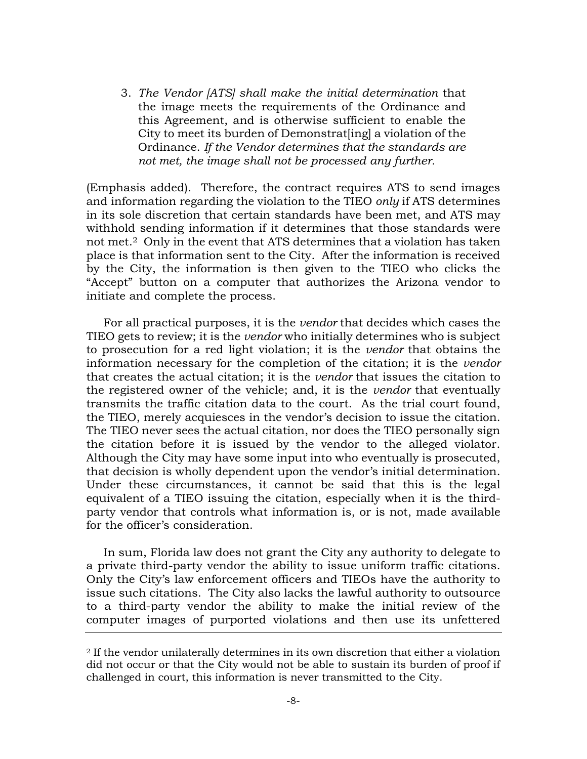> 3. *The Vendor [ATS] shall make the initial determination* that the image meets the requirements of the Ordinance and this Agreement, and is otherwise sufficient to enable the City to meet its burden of Demonstrat[ing] a violation of the Ordinance. *If the Vendor determines that the standards are not met, the image shall not be processed any further.*

(Emphasis added). Therefore, the contract requires ATS to send images and information regarding the violation to the TIEO *only* if ATS determines in its sole discretion that certain standards have been met, and ATS may withhold sending information if it determines that those standards were not met.[2] Only in the event that ATS determines that a violation has taken place is that information sent to the City. After the information is received by the City, the information is then given to the TIEO who clicks the "Accept" button on a computer that authorizes the Arizona vendor to initiate and complete the process.

For all practical purposes, it is the *vendor* that decides which cases the TIEO gets to review; it is the *vendor* who initially determines who is subject to prosecution for a red light violation; it is the *vendor* that obtains the information necessary for the completion of the citation; it is the *vendor* that creates the actual citation; it is the *vendor* that issues the citation to the registered owner of the vehicle; and, it is the *vendor* that eventually transmits the traffic citation data to the court. As the trial court found, the TIEO, merely acquiesces in the vendor's decision to issue the citation. The TIEO never sees the actual citation, nor does the TIEO personally sign the citation before it is issued by the vendor to the alleged violator. Although the City may have some input into who eventually is prosecuted, that decision is wholly dependent upon the vendor's initial determination. Under these circumstances, it cannot be said that this is the legal equivalent of a TIEO issuing the citation, especially when it is the third-party vendor that controls what information is, or is not, made available for the officer's consideration.

In sum, Florida law does not grant the City any authority to delegate to a private third-party vendor the ability to issue uniform traffic citations. Only the City's law enforcement officers and TIEOs have the authority to issue such citations. The City also lacks the lawful authority to outsource to a third-party vendor the ability to make the initial review of the computer images of purported violations and then use its unfettered

---

[2] If the vendor unilaterally determines in its own discretion that either a violation did not occur or that the City would not be able to sustain its burden of proof if challenged in court, this information is never transmitted to the City.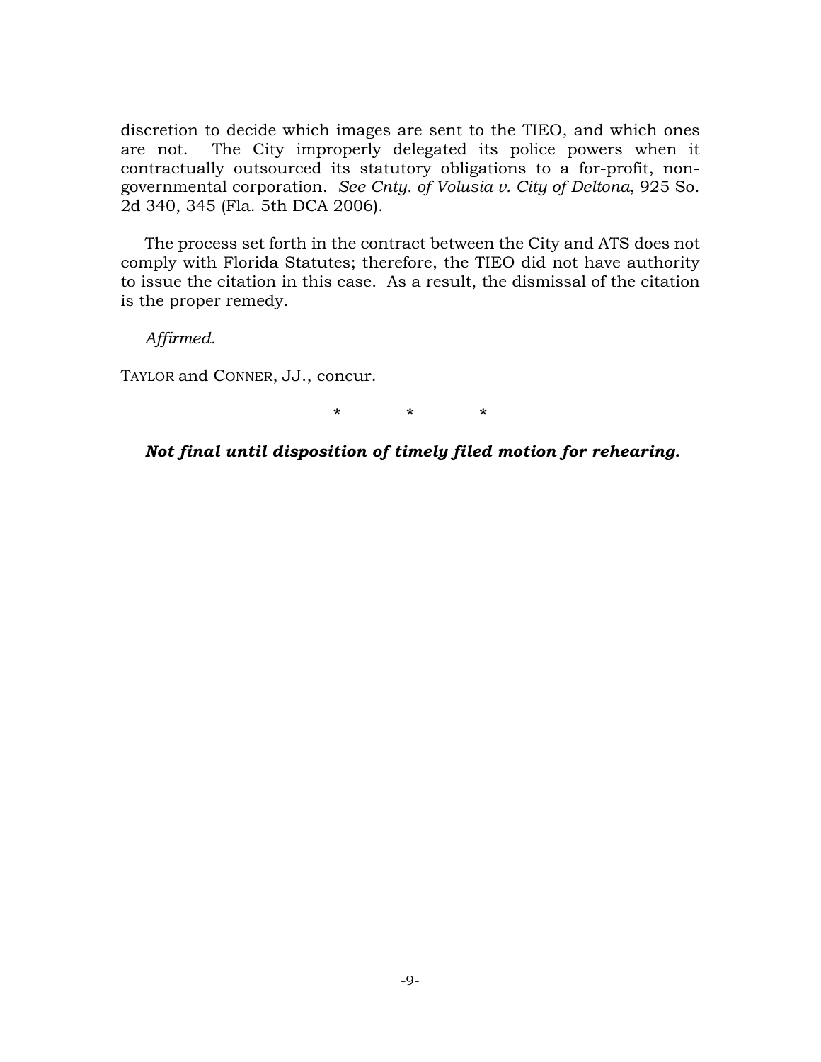discretion to decide which images are sent to the TIEO, and which ones are not. The City improperly delegated its police powers when it contractually outsourced its statutory obligations to a for-profit, non-governmental corporation. *See Cnty. of Volusia v. City of Deltona*, 925 So. 2d 340, 345 (Fla. 5th DCA 2006).

The process set forth in the contract between the City and ATS does not comply with Florida Statutes; therefore, the TIEO did not have authority to issue the citation in this case. As a result, the dismissal of the citation is the proper remedy.

*Affirmed.*

TAYLOR and CONNER, JJ., concur.

\*            \*            \*

***Not final until disposition of timely filed motion for rehearing.***